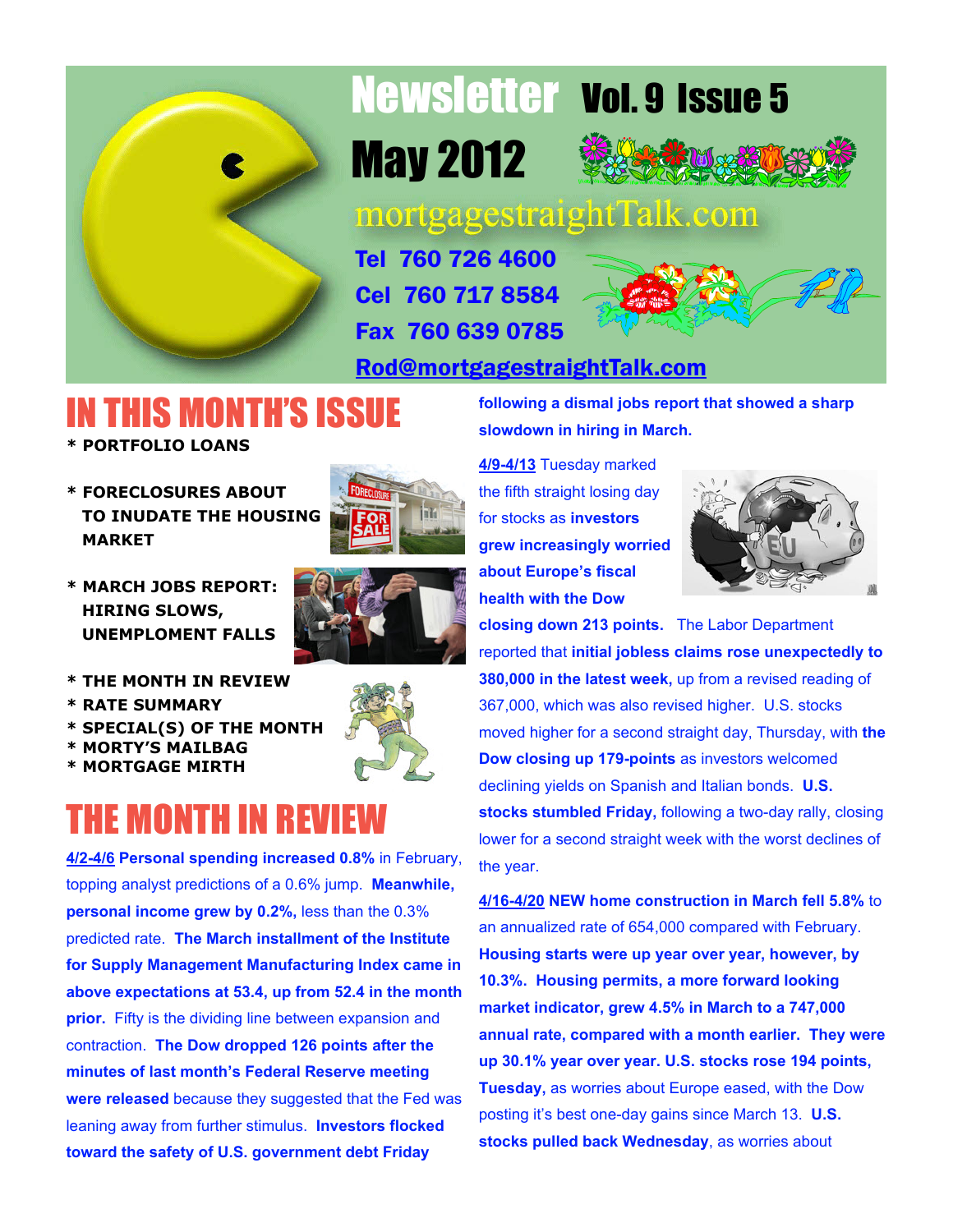# Newsletter Vol. 9 Issue 5

# May 2012

mortgagestraightTalk.com

**Tel 760 726 4600**
**Cel 760 717 8584**
**Fax 760 639 0785**
**Rod@mortgagestraightTalk.com**

## IN THIS MONTH'S ISSUE

* PORTFOLIO LOANS
* FORECLOSURES ABOUT TO INUDATE THE HOUSING MARKET
* MARCH JOBS REPORT: HIRING SLOWS, UNEMPLOMENT FALLS
* THE MONTH IN REVIEW
* RATE SUMMARY
* SPECIAL(S) OF THE MONTH
* MORTY'S MAILBAG
* MORTGAGE MIRTH

## THE MONTH IN REVIEW

**4/2-4/6 Personal spending increased 0.8%** in February, topping analyst predictions of a 0.6% jump. **Meanwhile, personal income grew by 0.2%,** less than the 0.3% predicted rate. **The March installment of the Institute for Supply Management Manufacturing Index came in above expectations at 53.4, up from 52.4 in the month prior.** Fifty is the dividing line between expansion and contraction. **The Dow dropped 126 points after the minutes of last month's Federal Reserve meeting were released** because they suggested that the Fed was leaning away from further stimulus. **Investors flocked toward the safety of U.S. government debt Friday following a dismal jobs report that showed a sharp slowdown in hiring in March.**

**4/9-4/13** Tuesday marked the fifth straight losing day for stocks as **investors grew increasingly worried about Europe's fiscal health with the Dow closing down 213 points.** The Labor Department reported that **initial jobless claims rose unexpectedly to 380,000 in the latest week,** up from a revised reading of 367,000, which was also revised higher. U.S. stocks moved higher for a second straight day, Thursday, with **the Dow closing up 179-points** as investors welcomed declining yields on Spanish and Italian bonds. **U.S. stocks stumbled Friday,** following a two-day rally, closing lower for a second straight week with the worst declines of the year.

**4/16-4/20 NEW home construction in March fell 5.8%** to an annualized rate of 654,000 compared with February. **Housing starts were up year over year, however, by 10.3%. Housing permits, a more forward looking market indicator, grew 4.5% in March to a 747,000 annual rate, compared with a month earlier. They were up 30.1% year over year. U.S. stocks rose 194 points, Tuesday,** as worries about Europe eased, with the Dow posting it's best one-day gains since March 13. **U.S. stocks pulled back Wednesday**, as worries about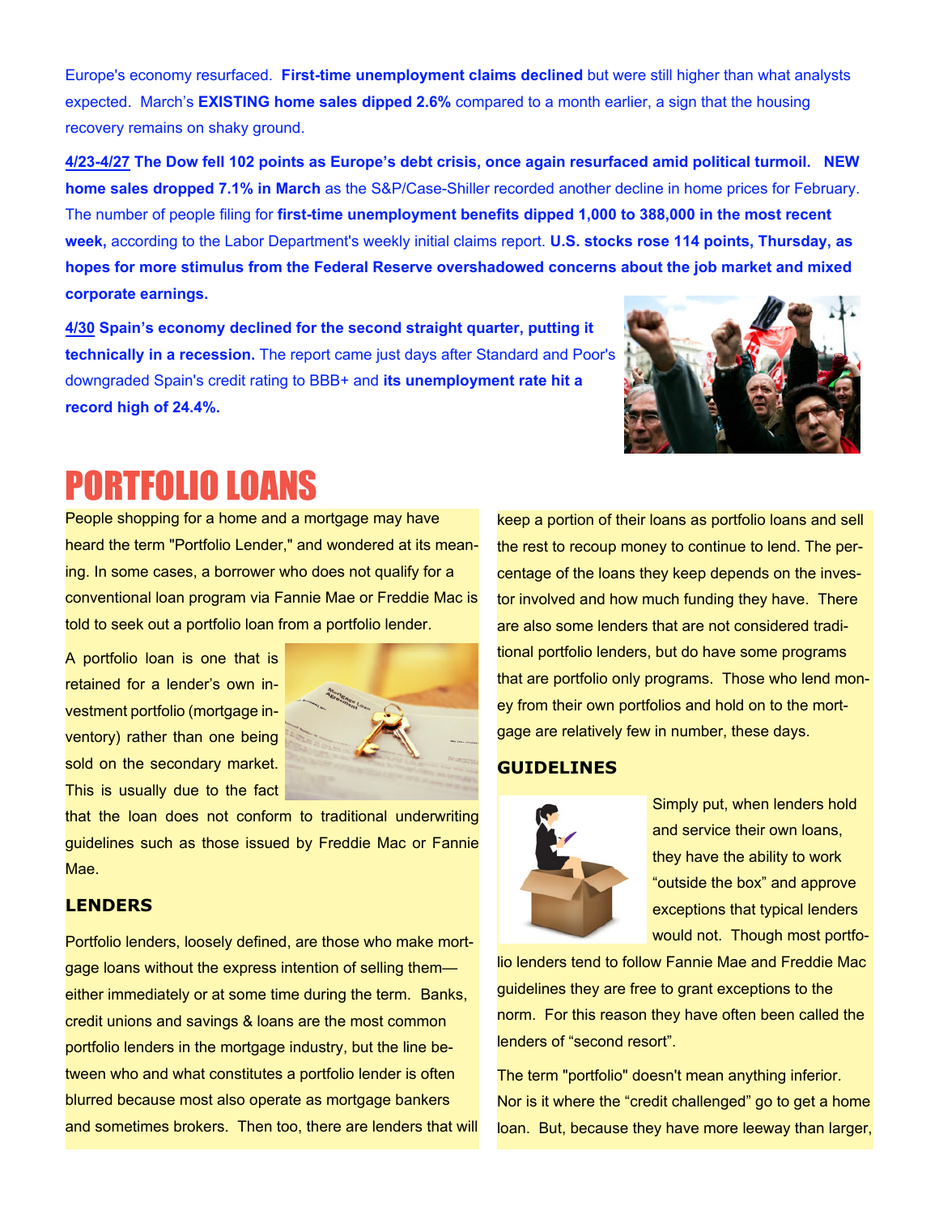Europe's economy resurfaced. **First-time unemployment claims declined** but were still higher than what analysts expected. March's **EXISTING home sales dipped 2.6%** compared to a month earlier, a sign that the housing recovery remains on shaky ground.

**4/23-4/27 The Dow fell 102 points as Europe's debt crisis, once again resurfaced amid political turmoil. NEW home sales dropped 7.1% in March** as the S&P/Case-Shiller recorded another decline in home prices for February. The number of people filing for **first-time unemployment benefits dipped 1,000 to 388,000 in the most recent week,** according to the Labor Department's weekly initial claims report. **U.S. stocks rose 114 points, Thursday, as hopes for more stimulus from the Federal Reserve overshadowed concerns about the job market and mixed corporate earnings.**

**4/30 Spain's economy declined for the second straight quarter, putting it technically in a recession.** The report came just days after Standard and Poor's downgraded Spain's credit rating to BBB+ and **its unemployment rate hit a record high of 24.4%.**

# PORTFOLIO LOANS

People shopping for a home and a mortgage may have heard the term "Portfolio Lender," and wondered at its meaning. In some cases, a borrower who does not qualify for a conventional loan program via Fannie Mae or Freddie Mac is told to seek out a portfolio loan from a portfolio lender.

A portfolio loan is one that is retained for a lender's own investment portfolio (mortgage inventory) rather than one being sold on the secondary market. This is usually due to the fact that the loan does not conform to traditional underwriting guidelines such as those issued by Freddie Mac or Fannie Mae.

### LENDERS

Portfolio lenders, loosely defined, are those who make mortgage loans without the express intention of selling them—either immediately or at some time during the term. Banks, credit unions and savings & loans are the most common portfolio lenders in the mortgage industry, but the line between who and what constitutes a portfolio lender is often blurred because most also operate as mortgage bankers and sometimes brokers. Then too, there are lenders that will keep a portion of their loans as portfolio loans and sell the rest to recoup money to continue to lend. The percentage of the loans they keep depends on the investor involved and how much funding they have. There are also some lenders that are not considered traditional portfolio lenders, but do have some programs that are portfolio only programs. Those who lend money from their own portfolios and hold on to the mortgage are relatively few in number, these days.

### GUIDELINES

Simply put, when lenders hold and service their own loans, they have the ability to work "outside the box" and approve exceptions that typical lenders would not. Though most portfolio lenders tend to follow Fannie Mae and Freddie Mac guidelines they are free to grant exceptions to the norm. For this reason they have often been called the lenders of "second resort".

The term "portfolio" doesn't mean anything inferior. Nor is it where the "credit challenged" go to get a home loan. But, because they have more leeway than larger,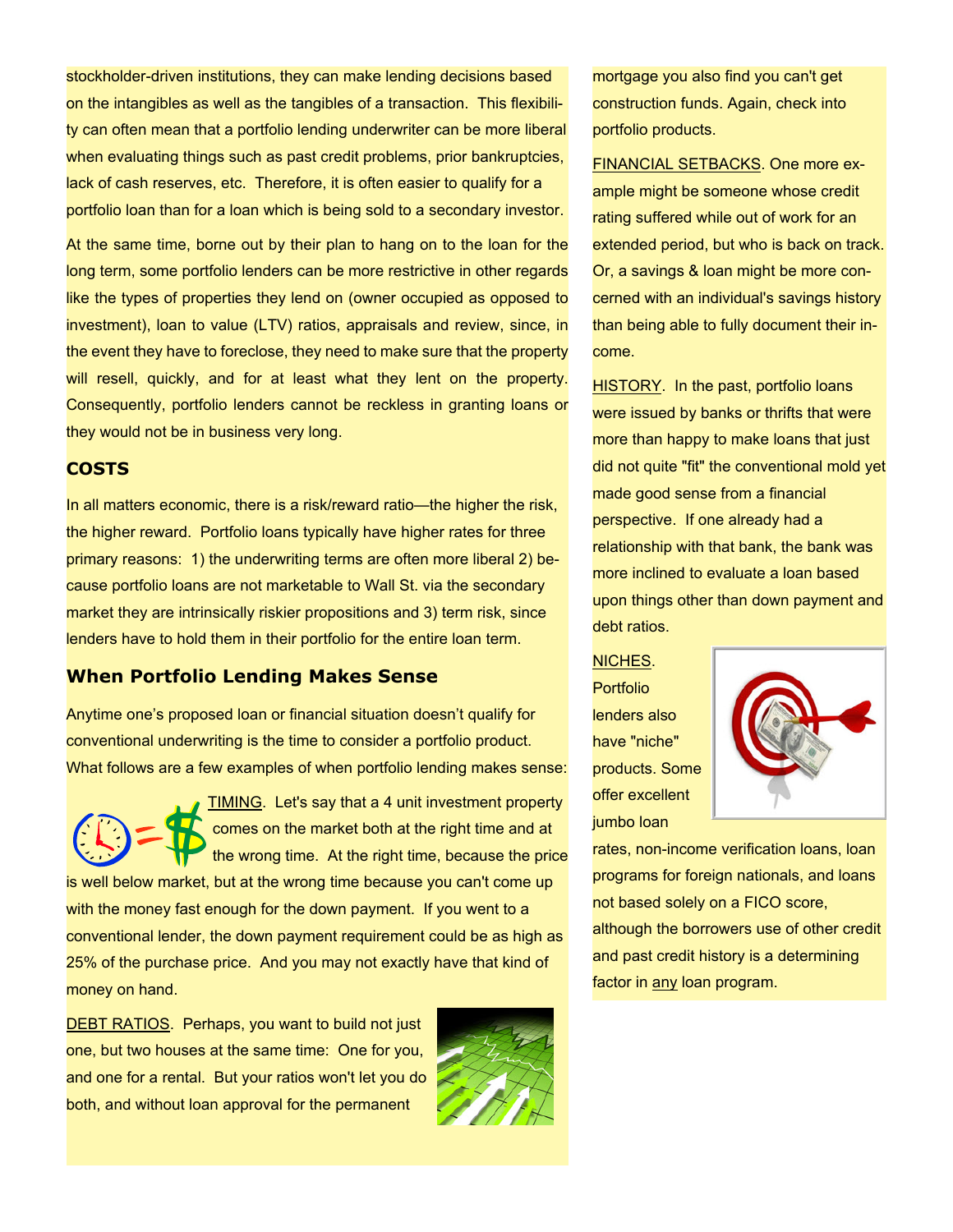stockholder-driven institutions, they can make lending decisions based on the intangibles as well as the tangibles of a transaction. This flexibility can often mean that a portfolio lending underwriter can be more liberal when evaluating things such as past credit problems, prior bankruptcies, lack of cash reserves, etc. Therefore, it is often easier to qualify for a portfolio loan than for a loan which is being sold to a secondary investor.

At the same time, borne out by their plan to hang on to the loan for the long term, some portfolio lenders can be more restrictive in other regards like the types of properties they lend on (owner occupied as opposed to investment), loan to value (LTV) ratios, appraisals and review, since, in the event they have to foreclose, they need to make sure that the property will resell, quickly, and for at least what they lent on the property. Consequently, portfolio lenders cannot be reckless in granting loans or they would not be in business very long.

### COSTS

In all matters economic, there is a risk/reward ratio—the higher the risk, the higher reward. Portfolio loans typically have higher rates for three primary reasons: 1) the underwriting terms are often more liberal 2) because portfolio loans are not marketable to Wall St. via the secondary market they are intrinsically riskier propositions and 3) term risk, since lenders have to hold them in their portfolio for the entire loan term.

### When Portfolio Lending Makes Sense

Anytime one's proposed loan or financial situation doesn't qualify for conventional underwriting is the time to consider a portfolio product. What follows are a few examples of when portfolio lending makes sense:

TIMING. Let's say that a 4 unit investment property comes on the market both at the right time and at the wrong time. At the right time, because the price is well below market, but at the wrong time because you can't come up with the money fast enough for the down payment. If you went to a conventional lender, the down payment requirement could be as high as 25% of the purchase price. And you may not exactly have that kind of money on hand.

DEBT RATIOS. Perhaps, you want to build not just one, but two houses at the same time: One for you, and one for a rental. But your ratios won't let you do both, and without loan approval for the permanent mortgage you also find you can't get construction funds. Again, check into portfolio products.

FINANCIAL SETBACKS. One more example might be someone whose credit rating suffered while out of work for an extended period, but who is back on track. Or, a savings & loan might be more concerned with an individual's savings history than being able to fully document their income.

HISTORY. In the past, portfolio loans were issued by banks or thrifts that were more than happy to make loans that just did not quite "fit" the conventional mold yet made good sense from a financial perspective. If one already had a relationship with that bank, the bank was more inclined to evaluate a loan based upon things other than down payment and debt ratios.

NICHES. Portfolio lenders also have "niche" products. Some offer excellent jumbo loan rates, non-income verification loans, loan programs for foreign nationals, and loans not based solely on a FICO score, although the borrowers use of other credit and past credit history is a determining factor in any loan program.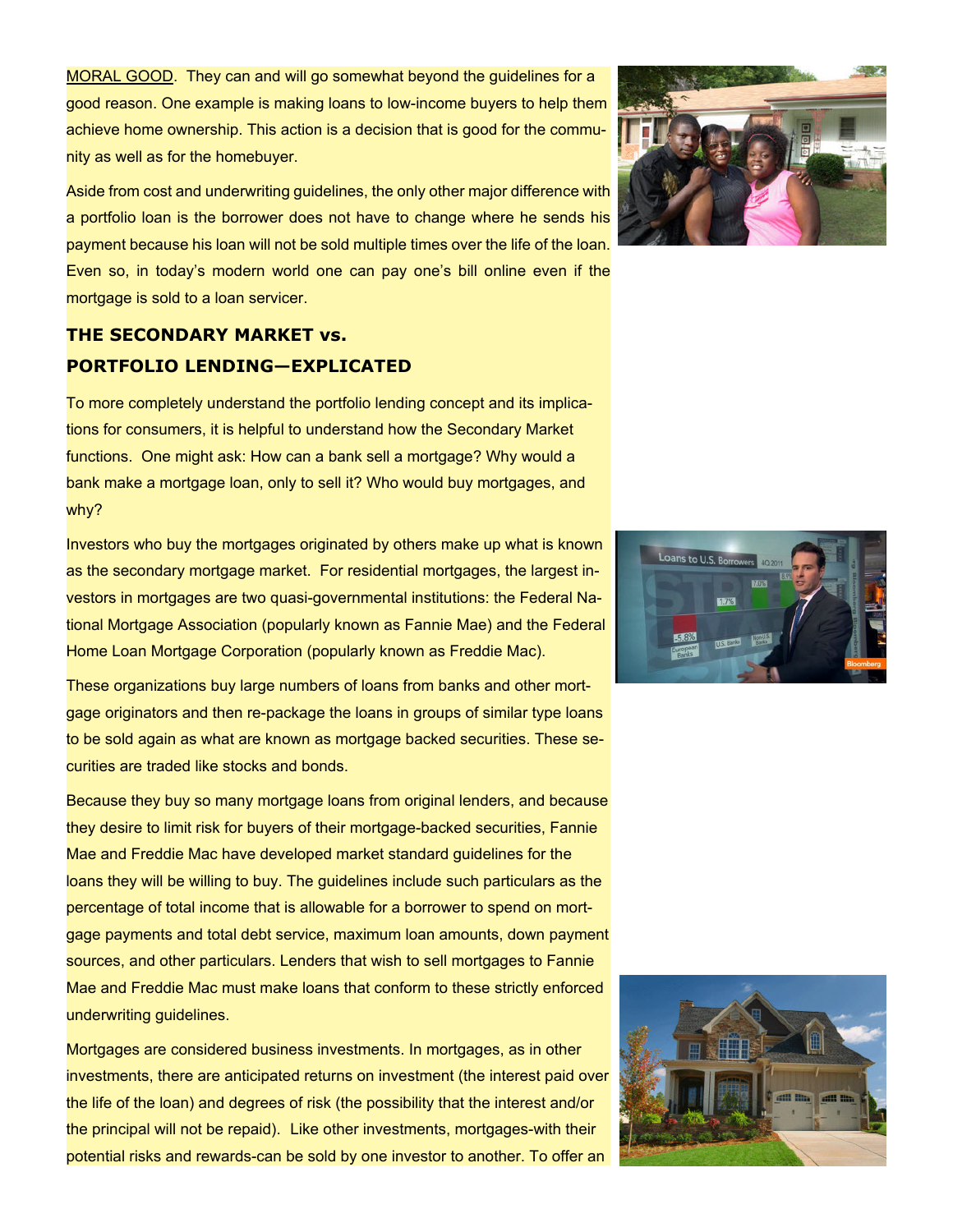MORAL GOOD. They can and will go somewhat beyond the guidelines for a good reason. One example is making loans to low-income buyers to help them achieve home ownership. This action is a decision that is good for the community as well as for the homebuyer.

Aside from cost and underwriting guidelines, the only other major difference with a portfolio loan is the borrower does not have to change where he sends his payment because his loan will not be sold multiple times over the life of the loan. Even so, in today's modern world one can pay one's bill online even if the mortgage is sold to a loan servicer.

## THE SECONDARY MARKET vs. PORTFOLIO LENDING—EXPLICATED

To more completely understand the portfolio lending concept and its implications for consumers, it is helpful to understand how the Secondary Market functions. One might ask: How can a bank sell a mortgage? Why would a bank make a mortgage loan, only to sell it? Who would buy mortgages, and why?

Investors who buy the mortgages originated by others make up what is known as the secondary mortgage market. For residential mortgages, the largest investors in mortgages are two quasi-governmental institutions: the Federal National Mortgage Association (popularly known as Fannie Mae) and the Federal Home Loan Mortgage Corporation (popularly known as Freddie Mac).

These organizations buy large numbers of loans from banks and other mortgage originators and then re-package the loans in groups of similar type loans to be sold again as what are known as mortgage backed securities. These securities are traded like stocks and bonds.

Because they buy so many mortgage loans from original lenders, and because they desire to limit risk for buyers of their mortgage-backed securities, Fannie Mae and Freddie Mac have developed market standard guidelines for the loans they will be willing to buy. The guidelines include such particulars as the percentage of total income that is allowable for a borrower to spend on mortgage payments and total debt service, maximum loan amounts, down payment sources, and other particulars. Lenders that wish to sell mortgages to Fannie Mae and Freddie Mac must make loans that conform to these strictly enforced underwriting guidelines.

Mortgages are considered business investments. In mortgages, as in other investments, there are anticipated returns on investment (the interest paid over the life of the loan) and degrees of risk (the possibility that the interest and/or the principal will not be repaid). Like other investments, mortgages-with their potential risks and rewards-can be sold by one investor to another. To offer an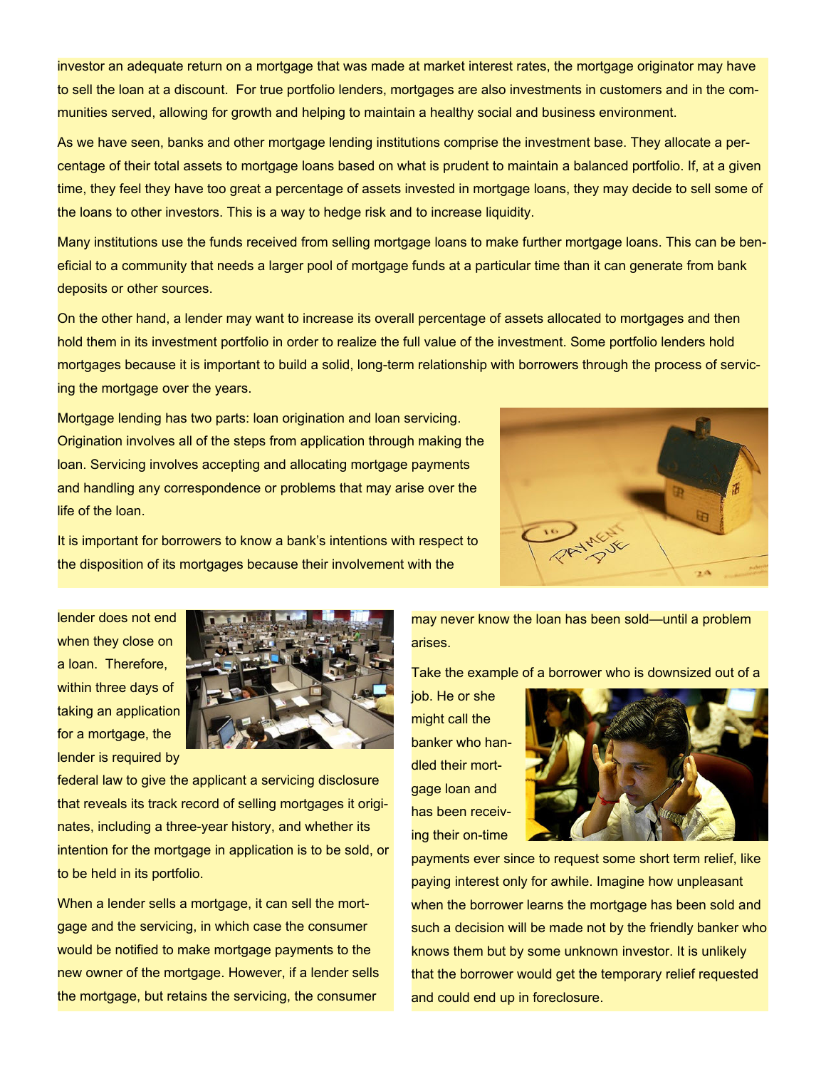investor an adequate return on a mortgage that was made at market interest rates, the mortgage originator may have to sell the loan at a discount. For true portfolio lenders, mortgages are also investments in customers and in the communities served, allowing for growth and helping to maintain a healthy social and business environment.

As we have seen, banks and other mortgage lending institutions comprise the investment base. They allocate a percentage of their total assets to mortgage loans based on what is prudent to maintain a balanced portfolio. If, at a given time, they feel they have too great a percentage of assets invested in mortgage loans, they may decide to sell some of the loans to other investors. This is a way to hedge risk and to increase liquidity.

Many institutions use the funds received from selling mortgage loans to make further mortgage loans. This can be beneficial to a community that needs a larger pool of mortgage funds at a particular time than it can generate from bank deposits or other sources.

On the other hand, a lender may want to increase its overall percentage of assets allocated to mortgages and then hold them in its investment portfolio in order to realize the full value of the investment. Some portfolio lenders hold mortgages because it is important to build a solid, long-term relationship with borrowers through the process of servicing the mortgage over the years.

Mortgage lending has two parts: loan origination and loan servicing. Origination involves all of the steps from application through making the loan. Servicing involves accepting and allocating mortgage payments and handling any correspondence or problems that may arise over the life of the loan.

It is important for borrowers to know a bank's intentions with respect to the disposition of its mortgages because their involvement with the lender does not end when they close on a loan. Therefore, within three days of taking an application for a mortgage, the lender is required by federal law to give the applicant a servicing disclosure that reveals its track record of selling mortgages it originates, including a three-year history, and whether its intention for the mortgage in application is to be sold, or to be held in its portfolio.

When a lender sells a mortgage, it can sell the mortgage and the servicing, in which case the consumer would be notified to make mortgage payments to the new owner of the mortgage. However, if a lender sells the mortgage, but retains the servicing, the consumer may never know the loan has been sold—until a problem arises.

Take the example of a borrower who is downsized out of a job. He or she might call the banker who handled their mortgage loan and has been receiving their on-time payments ever since to request some short term relief, like paying interest only for awhile. Imagine how unpleasant when the borrower learns the mortgage has been sold and such a decision will be made not by the friendly banker who knows them but by some unknown investor. It is unlikely that the borrower would get the temporary relief requested and could end up in foreclosure.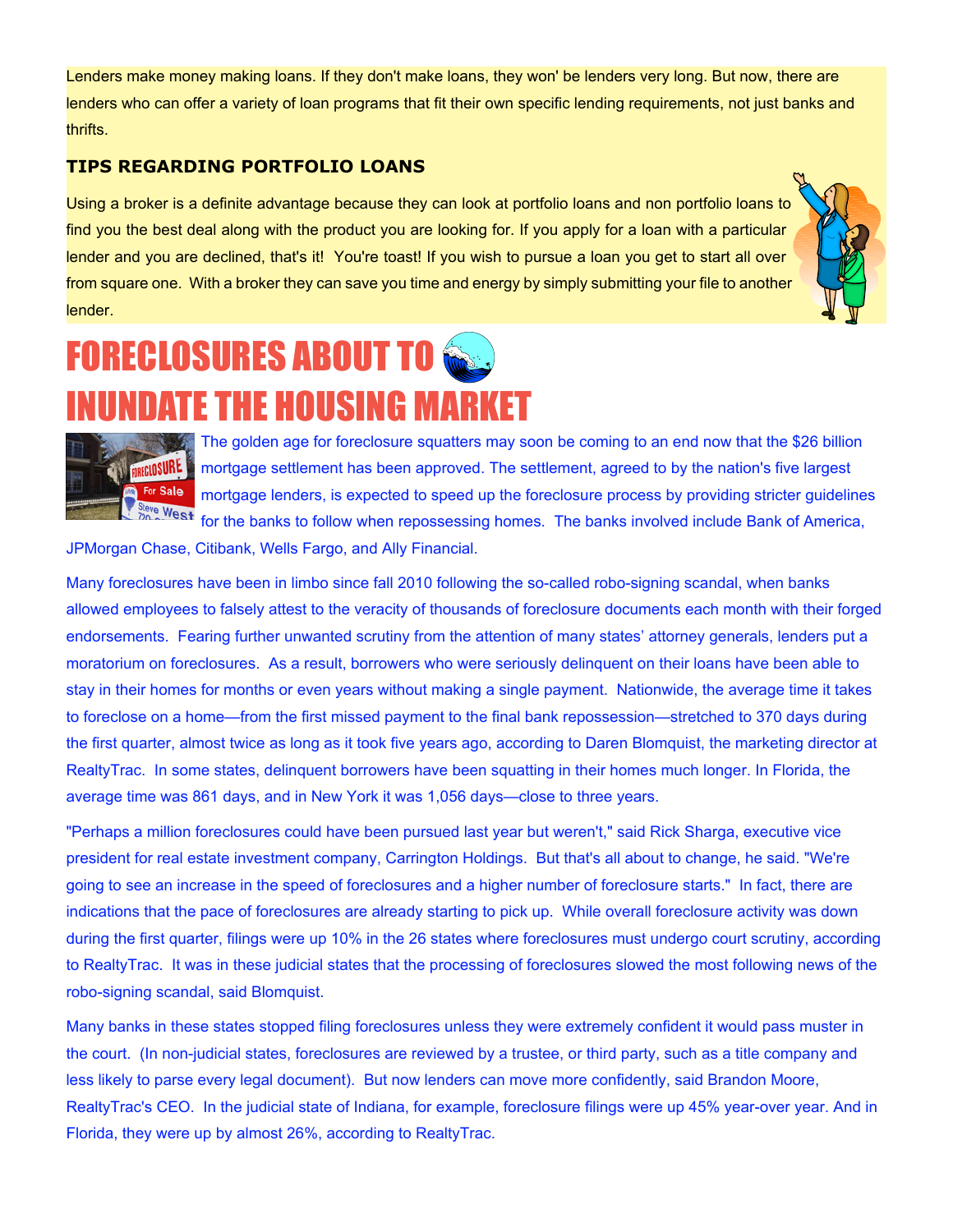Lenders make money making loans. If they don't make loans, they won' be lenders very long. But now, there are lenders who can offer a variety of loan programs that fit their own specific lending requirements, not just banks and thrifts.

### TIPS REGARDING PORTFOLIO LOANS

Using a broker is a definite advantage because they can look at portfolio loans and non portfolio loans to find you the best deal along with the product you are looking for. If you apply for a loan with a particular lender and you are declined, that's it! You're toast! If you wish to pursue a loan you get to start all over from square one. With a broker they can save you time and energy by simply submitting your file to another lender.

# FORECLOSURES ABOUT TO INUNDATE THE HOUSING MARKET

The golden age for foreclosure squatters may soon be coming to an end now that the $26 billion mortgage settlement has been approved. The settlement, agreed to by the nation's five largest mortgage lenders, is expected to speed up the foreclosure process by providing stricter guidelines for the banks to follow when repossessing homes. The banks involved include Bank of America, JPMorgan Chase, Citibank, Wells Fargo, and Ally Financial.

Many foreclosures have been in limbo since fall 2010 following the so-called robo-signing scandal, when banks allowed employees to falsely attest to the veracity of thousands of foreclosure documents each month with their forged endorsements. Fearing further unwanted scrutiny from the attention of many states' attorney generals, lenders put a moratorium on foreclosures. As a result, borrowers who were seriously delinquent on their loans have been able to stay in their homes for months or even years without making a single payment. Nationwide, the average time it takes to foreclose on a home—from the first missed payment to the final bank repossession—stretched to 370 days during the first quarter, almost twice as long as it took five years ago, according to Daren Blomquist, the marketing director at RealtyTrac. In some states, delinquent borrowers have been squatting in their homes much longer. In Florida, the average time was 861 days, and in New York it was 1,056 days—close to three years.

"Perhaps a million foreclosures could have been pursued last year but weren't," said Rick Sharga, executive vice president for real estate investment company, Carrington Holdings. But that's all about to change, he said. "We're going to see an increase in the speed of foreclosures and a higher number of foreclosure starts." In fact, there are indications that the pace of foreclosures are already starting to pick up. While overall foreclosure activity was down during the first quarter, filings were up 10% in the 26 states where foreclosures must undergo court scrutiny, according to RealtyTrac. It was in these judicial states that the processing of foreclosures slowed the most following news of the robo-signing scandal, said Blomquist.

Many banks in these states stopped filing foreclosures unless they were extremely confident it would pass muster in the court. (In non-judicial states, foreclosures are reviewed by a trustee, or third party, such as a title company and less likely to parse every legal document). But now lenders can move more confidently, said Brandon Moore, RealtyTrac's CEO. In the judicial state of Indiana, for example, foreclosure filings were up 45% year-over year. And in Florida, they were up by almost 26%, according to RealtyTrac.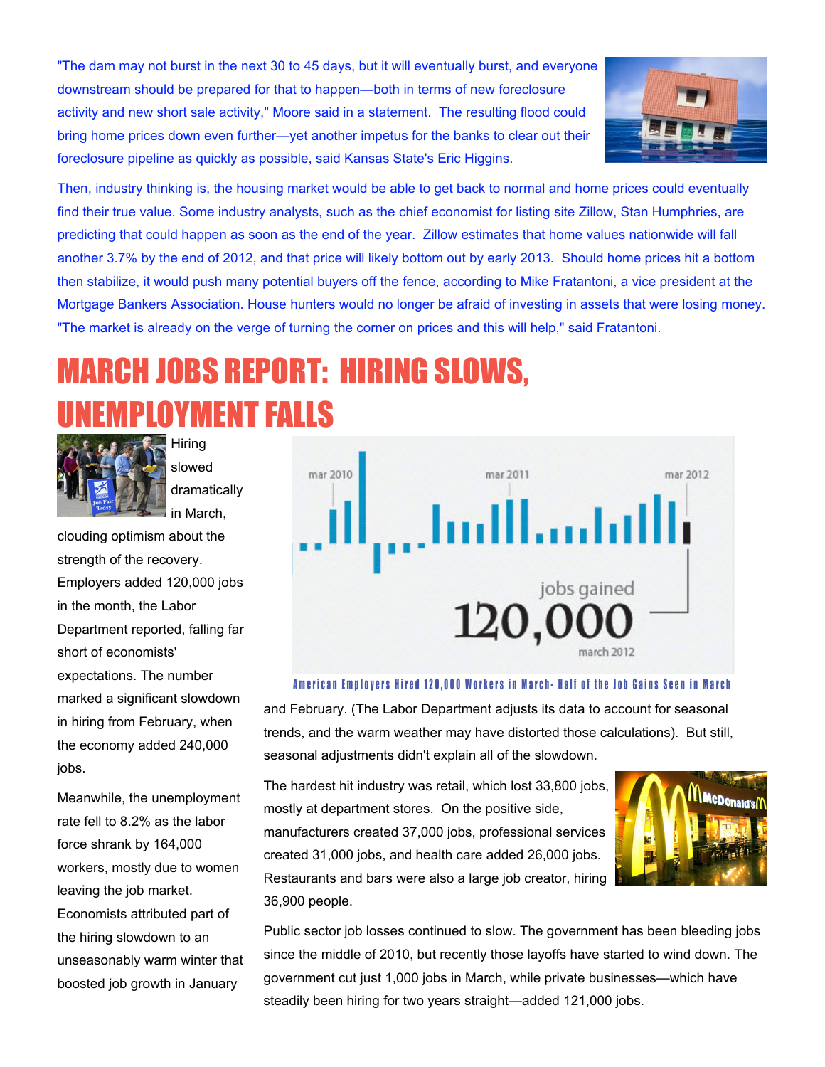"The dam may not burst in the next 30 to 45 days, but it will eventually burst, and everyone downstream should be prepared for that to happen—both in terms of new foreclosure activity and new short sale activity," Moore said in a statement. The resulting flood could bring home prices down even further—yet another impetus for the banks to clear out their foreclosure pipeline as quickly as possible, said Kansas State's Eric Higgins.

Then, industry thinking is, the housing market would be able to get back to normal and home prices could eventually find their true value. Some industry analysts, such as the chief economist for listing site Zillow, Stan Humphries, are predicting that could happen as soon as the end of the year. Zillow estimates that home values nationwide will fall another 3.7% by the end of 2012, and that price will likely bottom out by early 2013. Should home prices hit a bottom then stabilize, it would push many potential buyers off the fence, according to Mike Fratantoni, a vice president at the Mortgage Bankers Association. House hunters would no longer be afraid of investing in assets that were losing money. "The market is already on the verge of turning the corner on prices and this will help," said Fratantoni.

# MARCH JOBS REPORT: HIRING SLOWS, UNEMPLOYMENT FALLS

Hiring slowed dramatically in March, clouding optimism about the strength of the recovery. Employers added 120,000 jobs in the month, the Labor Department reported, falling far short of economists' expectations. The number marked a significant slowdown in hiring from February, when the economy added 240,000 jobs.

Meanwhile, the unemployment rate fell to 8.2% as the labor force shrank by 164,000 workers, mostly due to women leaving the job market. Economists attributed part of the hiring slowdown to an unseasonably warm winter that boosted job growth in January and February. (The Labor Department adjusts its data to account for seasonal trends, and the warm weather may have distorted those calculations). But still, seasonal adjustments didn't explain all of the slowdown.

mar 2010 | mar 2011 | mar 2012

jobs gained **120,000** march 2012

American Employers Hired 120,000 Workers in March- Half of the Job Gains Seen in March

The hardest hit industry was retail, which lost 33,800 jobs, mostly at department stores. On the positive side, manufacturers created 37,000 jobs, professional services created 31,000 jobs, and health care added 26,000 jobs. Restaurants and bars were also a large job creator, hiring 36,900 people.

Public sector job losses continued to slow. The government has been bleeding jobs since the middle of 2010, but recently those layoffs have started to wind down. The government cut just 1,000 jobs in March, while private businesses—which have steadily been hiring for two years straight—added 121,000 jobs.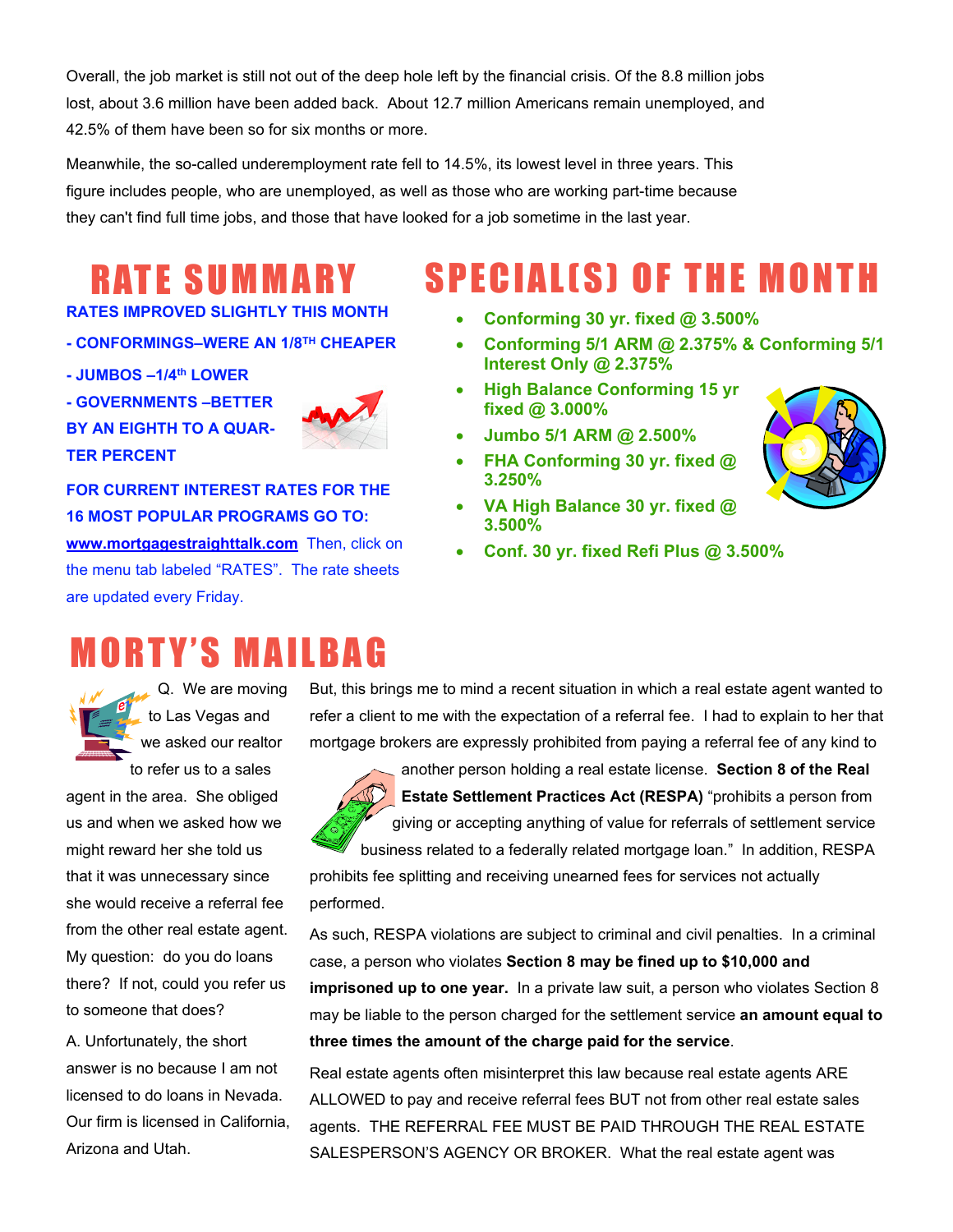Overall, the job market is still not out of the deep hole left by the financial crisis. Of the 8.8 million jobs lost, about 3.6 million have been added back. About 12.7 million Americans remain unemployed, and 42.5% of them have been so for six months or more.

Meanwhile, the so-called underemployment rate fell to 14.5%, its lowest level in three years. This figure includes people, who are unemployed, as well as those who are working part-time because they can't find full time jobs, and those that have looked for a job sometime in the last year.

## RATE SUMMARY

**RATES IMPROVED SLIGHTLY THIS MONTH**

**- CONFORMINGS–WERE AN 1/8TH CHEAPER**

**- JUMBOS –1/4th LOWER**

**- GOVERNMENTS –BETTER BY AN EIGHTH TO A QUARTER PERCENT**

**FOR CURRENT INTEREST RATES FOR THE 16 MOST POPULAR PROGRAMS GO TO:** **www.mortgagestraighttalk.com** Then, click on the menu tab labeled "RATES". The rate sheets are updated every Friday.

## SPECIAL(S) OF THE MONTH

- **Conforming 30 yr. fixed @ 3.500%**
- **Conforming 5/1 ARM @ 2.375% & Conforming 5/1 Interest Only @ 2.375%**
- **High Balance Conforming 15 yr fixed @ 3.000%**
- **Jumbo 5/1 ARM @ 2.500%**
- **FHA Conforming 30 yr. fixed @ 3.250%**
- **VA High Balance 30 yr. fixed @ 3.500%**
- **Conf. 30 yr. fixed Refi Plus @ 3.500%**

## MORTY'S MAILBAG

Q. We are moving to Las Vegas and we asked our realtor to refer us to a sales agent in the area. She obliged us and when we asked how we might reward her she told us that it was unnecessary since she would receive a referral fee from the other real estate agent. My question: do you do loans there? If not, could you refer us to someone that does?

A. Unfortunately, the short answer is no because I am not licensed to do loans in Nevada. Our firm is licensed in California, Arizona and Utah.

But, this brings me to mind a recent situation in which a real estate agent wanted to refer a client to me with the expectation of a referral fee. I had to explain to her that mortgage brokers are expressly prohibited from paying a referral fee of any kind to another person holding a real estate license. **Section 8 of the Real Estate Settlement Practices Act (RESPA)** "prohibits a person from giving or accepting anything of value for referrals of settlement service business related to a federally related mortgage loan." In addition, RESPA prohibits fee splitting and receiving unearned fees for services not actually performed.

As such, RESPA violations are subject to criminal and civil penalties. In a criminal case, a person who violates **Section 8 may be fined up to $10,000 and imprisoned up to one year.** In a private law suit, a person who violates Section 8 may be liable to the person charged for the settlement service **an amount equal to three times the amount of the charge paid for the service**.

Real estate agents often misinterpret this law because real estate agents ARE ALLOWED to pay and receive referral fees BUT not from other real estate sales agents. THE REFERRAL FEE MUST BE PAID THROUGH THE REAL ESTATE SALESPERSON'S AGENCY OR BROKER. What the real estate agent was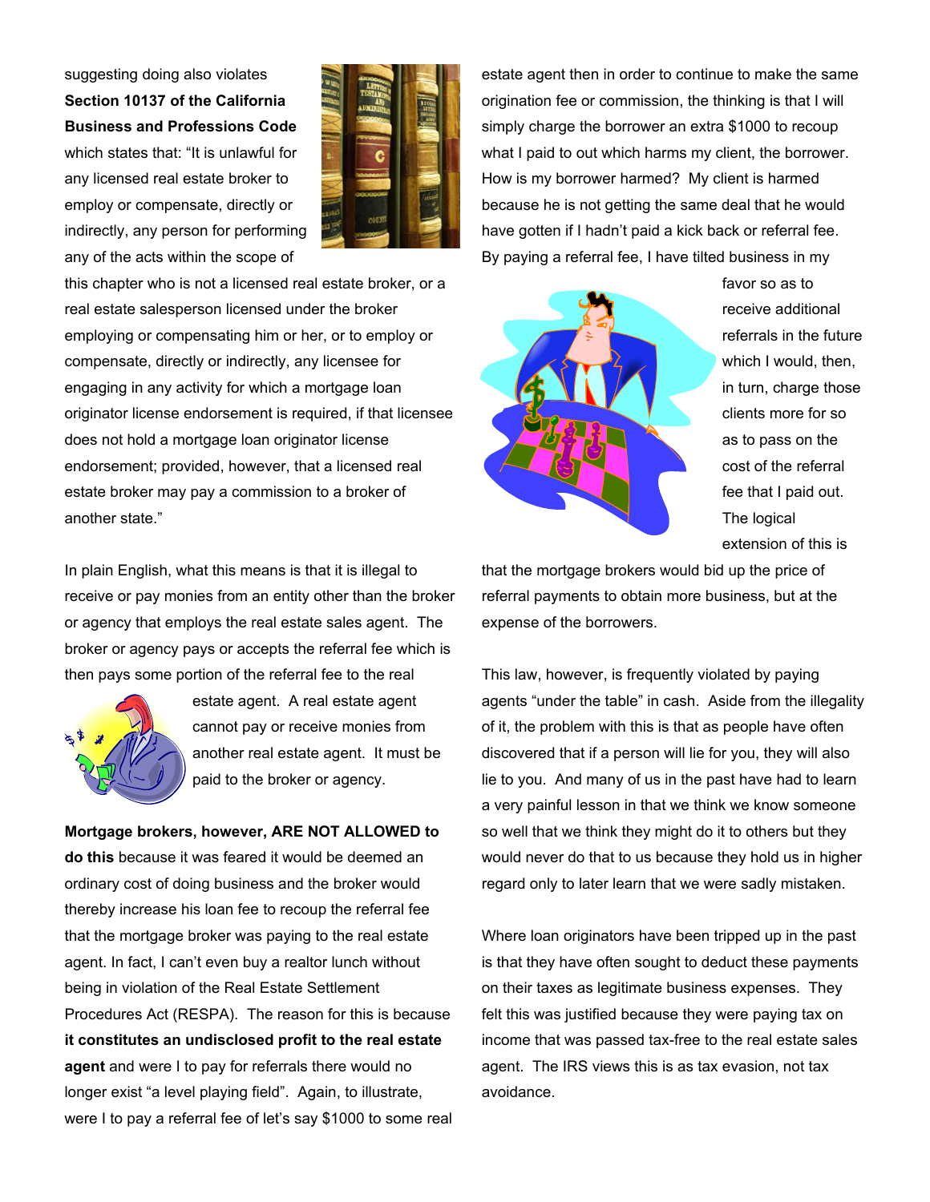suggesting doing also violates **Section 10137 of the California Business and Professions Code** which states that: "It is unlawful for any licensed real estate broker to employ or compensate, directly or indirectly, any person for performing any of the acts within the scope of this chapter who is not a licensed real estate broker, or a real estate salesperson licensed under the broker employing or compensating him or her, or to employ or compensate, directly or indirectly, any licensee for engaging in any activity for which a mortgage loan originator license endorsement is required, if that licensee does not hold a mortgage loan originator license endorsement; provided, however, that a licensed real estate broker may pay a commission to a broker of another state."

In plain English, what this means is that it is illegal to receive or pay monies from an entity other than the broker or agency that employs the real estate sales agent. The broker or agency pays or accepts the referral fee which is then pays some portion of the referral fee to the real estate agent. A real estate agent cannot pay or receive monies from another real estate agent. It must be paid to the broker or agency.

**Mortgage brokers, however, ARE NOT ALLOWED to do this** because it was feared it would be deemed an ordinary cost of doing business and the broker would thereby increase his loan fee to recoup the referral fee that the mortgage broker was paying to the real estate agent. In fact, I can't even buy a realtor lunch without being in violation of the Real Estate Settlement Procedures Act (RESPA). The reason for this is because **it constitutes an undisclosed profit to the real estate agent** and were I to pay for referrals there would no longer exist "a level playing field". Again, to illustrate, were I to pay a referral fee of let's say $1000 to some real estate agent then in order to continue to make the same origination fee or commission, the thinking is that I will simply charge the borrower an extra $1000 to recoup what I paid to out which harms my client, the borrower. How is my borrower harmed? My client is harmed because he is not getting the same deal that he would have gotten if I hadn't paid a kick back or referral fee. By paying a referral fee, I have tilted business in my favor so as to receive additional referrals in the future which I would, then, in turn, charge those clients more for so as to pass on the cost of the referral fee that I paid out. The logical extension of this is that the mortgage brokers would bid up the price of referral payments to obtain more business, but at the expense of the borrowers.

This law, however, is frequently violated by paying agents "under the table" in cash. Aside from the illegality of it, the problem with this is that as people have often discovered that if a person will lie for you, they will also lie to you. And many of us in the past have had to learn a very painful lesson in that we think we know someone so well that we think they might do it to others but they would never do that to us because they hold us in higher regard only to later learn that we were sadly mistaken.

Where loan originators have been tripped up in the past is that they have often sought to deduct these payments on their taxes as legitimate business expenses. They felt this was justified because they were paying tax on income that was passed tax-free to the real estate sales agent. The IRS views this is as tax evasion, not tax avoidance.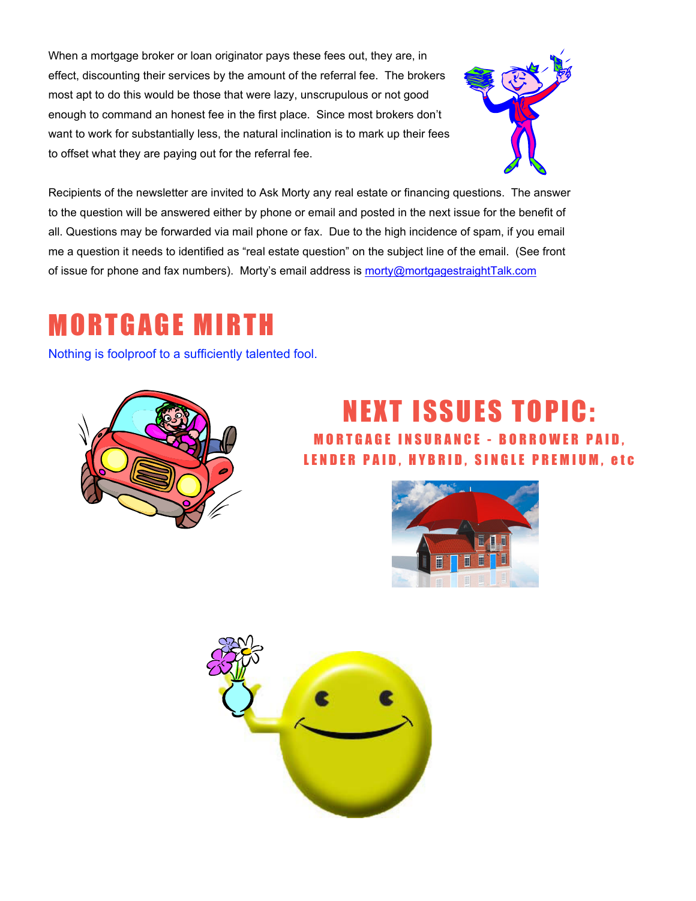When a mortgage broker or loan originator pays these fees out, they are, in effect, discounting their services by the amount of the referral fee. The brokers most apt to do this would be those that were lazy, unscrupulous or not good enough to command an honest fee in the first place. Since most brokers don't want to work for substantially less, the natural inclination is to mark up their fees to offset what they are paying out for the referral fee.

Recipients of the newsletter are invited to Ask Morty any real estate or financing questions. The answer to the question will be answered either by phone or email and posted in the next issue for the benefit of all. Questions may be forwarded via mail phone or fax. Due to the high incidence of spam, if you email me a question it needs to identified as "real estate question" on the subject line of the email. (See front of issue for phone and fax numbers). Morty's email address is [morty@mortgagestraightTalk.com](mailto:morty@mortgagestraightTalk.com)

# MORTGAGE MIRTH

Nothing is foolproof to a sufficiently talented fool.

## NEXT ISSUES TOPIC:

### MORTGAGE INSURANCE - BORROWER PAID, LENDER PAID, HYBRID, SINGLE PREMIUM, etc